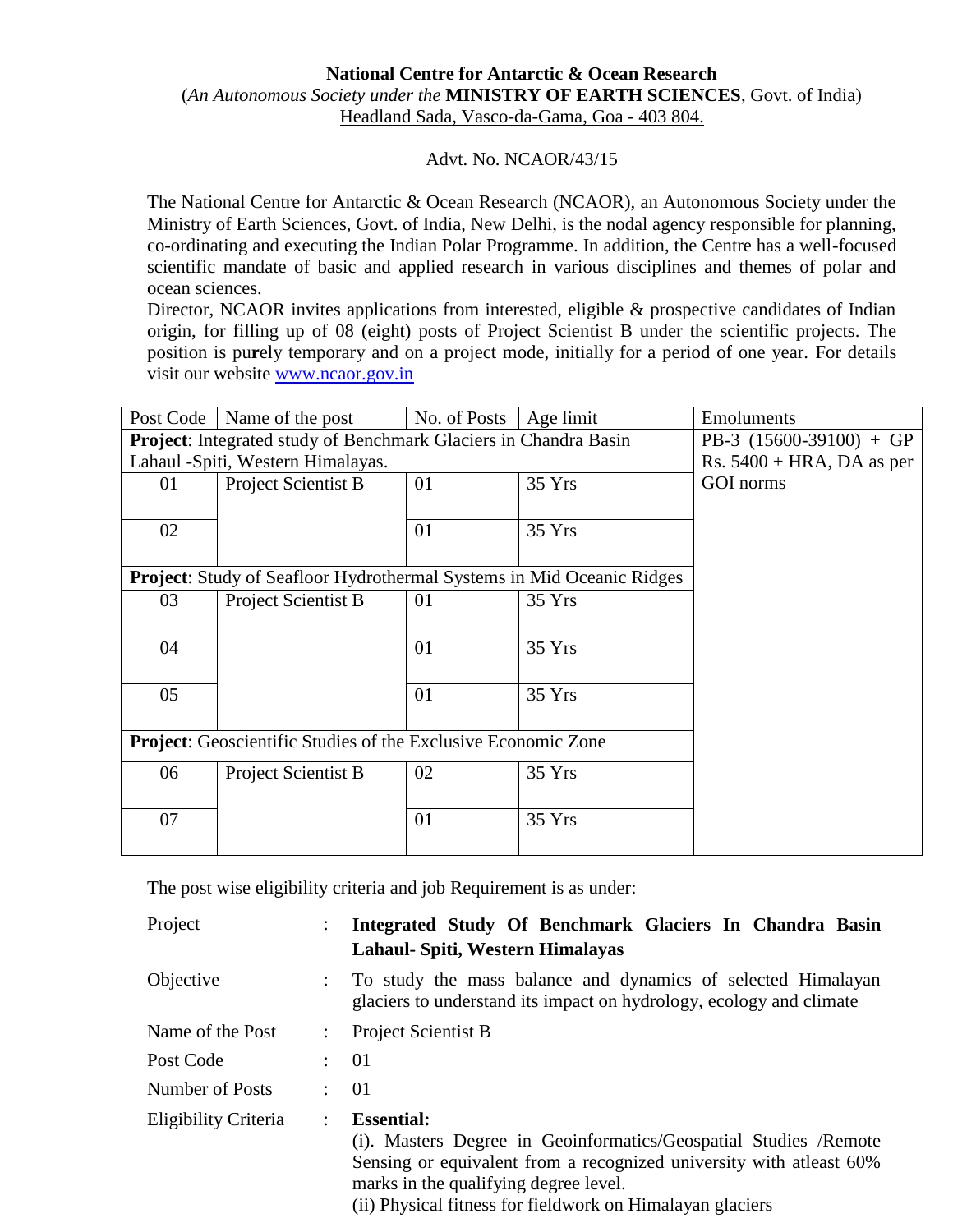**National Centre for Antarctic & Ocean Research**
(*An Autonomous Society under the* **MINISTRY OF EARTH SCIENCES**, Govt. of India)
Headland Sada, Vasco-da-Gama, Goa - 403 804.

Advt. No. NCAOR/43/15

The National Centre for Antarctic & Ocean Research (NCAOR), an Autonomous Society under the Ministry of Earth Sciences, Govt. of India, New Delhi, is the nodal agency responsible for planning, co-ordinating and executing the Indian Polar Programme. In addition, the Centre has a well-focused scientific mandate of basic and applied research in various disciplines and themes of polar and ocean sciences.

Director, NCAOR invites applications from interested, eligible & prospective candidates of Indian origin, for filling up of 08 (eight) posts of Project Scientist B under the scientific projects. The position is purely temporary and on a project mode, initially for a period of one year. For details visit our website www.ncaor.gov.in

| Post Code | Name of the post | No. of Posts | Age limit | Emoluments |
|---|---|---|---|---|
| **Project**: Integrated study of Benchmark Glaciers in Chandra Basin Lahaul -Spiti, Western Himalayas. | | | | PB-3 (15600-39100) + GP Rs. 5400 + HRA, DA as per GOI norms |
| 01 | Project Scientist B | 01 | 35 Yrs | |
| 02 | | 01 | 35 Yrs | |
| **Project**: Study of Seafloor Hydrothermal Systems in Mid Oceanic Ridges | | | | |
| 03 | Project Scientist B | 01 | 35 Yrs | |
| 04 | | 01 | 35 Yrs | |
| 05 | | 01 | 35 Yrs | |
| **Project**: Geoscientific Studies of the Exclusive Economic Zone | | | | |
| 06 | Project Scientist B | 02 | 35 Yrs | |
| 07 | | 01 | 35 Yrs | |

The post wise eligibility criteria and job Requirement is as under:

| | | |
|---|---|---|
| Project | : | **Integrated Study Of Benchmark Glaciers In Chandra Basin Lahaul- Spiti, Western Himalayas** |
| Objective | : | To study the mass balance and dynamics of selected Himalayan glaciers to understand its impact on hydrology, ecology and climate |
| Name of the Post | : | Project Scientist B |
| Post Code | : | 01 |
| Number of Posts | : | 01 |
| Eligibility Criteria | : | **Essential:** (i). Masters Degree in Geoinformatics/Geospatial Studies /Remote Sensing or equivalent from a recognized university with atleast 60% marks in the qualifying degree level. (ii) Physical fitness for fieldwork on Himalayan glaciers |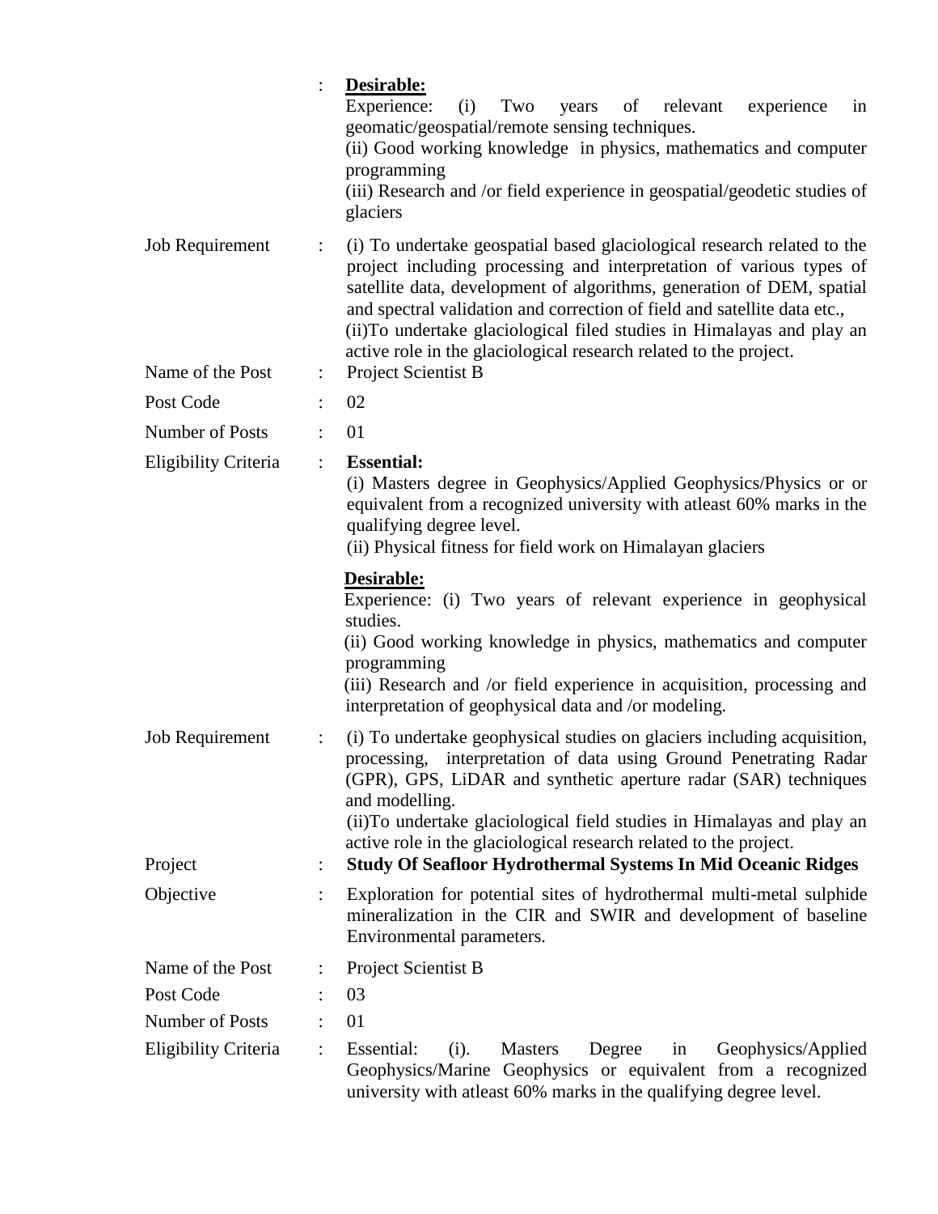| | | |
|---|---|---|
| | : | **Desirable:**<br>Experience: (i) Two years of relevant experience in geomatic/geospatial/remote sensing techniques.<br>(ii) Good working knowledge in physics, mathematics and computer programming<br>(iii) Research and /or field experience in geospatial/geodetic studies of glaciers |
| Job Requirement | : | (i) To undertake geospatial based glaciological research related to the project including processing and interpretation of various types of satellite data, development of algorithms, generation of DEM, spatial and spectral validation and correction of field and satellite data etc.,<br>(ii)To undertake glaciological filed studies in Himalayas and play an active role in the glaciological research related to the project. |
| Name of the Post | : | Project Scientist B |
| Post Code | : | 02 |
| Number of Posts | : | 01 |
| Eligibility Criteria | : | **Essential:**<br>(i) Masters degree in Geophysics/Applied Geophysics/Physics or or equivalent from a recognized university with atleast 60% marks in the qualifying degree level.<br>(ii) Physical fitness for field work on Himalayan glaciers<br>**Desirable:**<br>Experience: (i) Two years of relevant experience in geophysical studies.<br>(ii) Good working knowledge in physics, mathematics and computer programming<br>(iii) Research and /or field experience in acquisition, processing and interpretation of geophysical data and /or modeling. |
| Job Requirement | : | (i) To undertake geophysical studies on glaciers including acquisition, processing, interpretation of data using Ground Penetrating Radar (GPR), GPS, LiDAR and synthetic aperture radar (SAR) techniques and modelling.<br>(ii)To undertake glaciological field studies in Himalayas and play an active role in the glaciological research related to the project. |
| Project | : | **Study Of Seafloor Hydrothermal Systems In Mid Oceanic Ridges** |
| Objective | : | Exploration for potential sites of hydrothermal multi-metal sulphide mineralization in the CIR and SWIR and development of baseline Environmental parameters. |
| Name of the Post | : | Project Scientist B |
| Post Code | : | 03 |
| Number of Posts | : | 01 |
| Eligibility Criteria | : | Essential: (i). Masters Degree in Geophysics/Applied Geophysics/Marine Geophysics or equivalent from a recognized university with atleast 60% marks in the qualifying degree level. |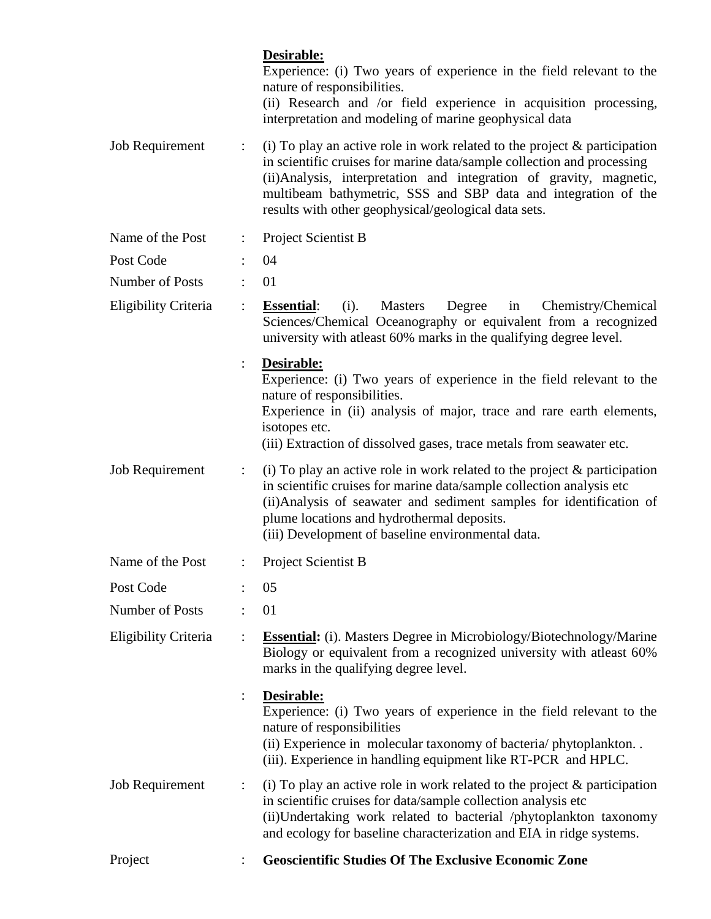**Desirable:**
Experience: (i) Two years of experience in the field relevant to the nature of responsibilities.
(ii) Research and /or field experience in acquisition processing, interpretation and modeling of marine geophysical data

| | | |
|---|---|---|
| Job Requirement | : | (i) To play an active role in work related to the project & participation in scientific cruises for marine data/sample collection and processing<br>(ii)Analysis, interpretation and integration of gravity, magnetic, multibeam bathymetric, SSS and SBP data and integration of the results with other geophysical/geological data sets. |
| Name of the Post | : | Project Scientist B |
| Post Code | : | 04 |
| Number of Posts | : | 01 |
| Eligibility Criteria | : | **Essential**: (i). Masters Degree in Chemistry/Chemical Sciences/Chemical Oceanography or equivalent from a recognized university with atleast 60% marks in the qualifying degree level. |
| | : | **Desirable:**<br>Experience: (i) Two years of experience in the field relevant to the nature of responsibilities.<br>Experience in (ii) analysis of major, trace and rare earth elements, isotopes etc.<br>(iii) Extraction of dissolved gases, trace metals from seawater etc. |
| Job Requirement | : | (i) To play an active role in work related to the project & participation in scientific cruises for marine data/sample collection analysis etc<br>(ii)Analysis of seawater and sediment samples for identification of plume locations and hydrothermal deposits.<br>(iii) Development of baseline environmental data. |
| Name of the Post | : | Project Scientist B |
| Post Code | : | 05 |
| Number of Posts | : | 01 |
| Eligibility Criteria | : | **Essential:** (i). Masters Degree in Microbiology/Biotechnology/Marine Biology or equivalent from a recognized university with atleast 60% marks in the qualifying degree level. |
| | : | **Desirable:**<br>Experience: (i) Two years of experience in the field relevant to the nature of responsibilities<br>(ii) Experience in molecular taxonomy of bacteria/ phytoplankton. .<br>(iii). Experience in handling equipment like RT-PCR and HPLC. |
| Job Requirement | : | (i) To play an active role in work related to the project & participation in scientific cruises for data/sample collection analysis etc<br>(ii)Undertaking work related to bacterial /phytoplankton taxonomy and ecology for baseline characterization and EIA in ridge systems. |
| Project | : | **Geoscientific Studies Of The Exclusive Economic Zone** |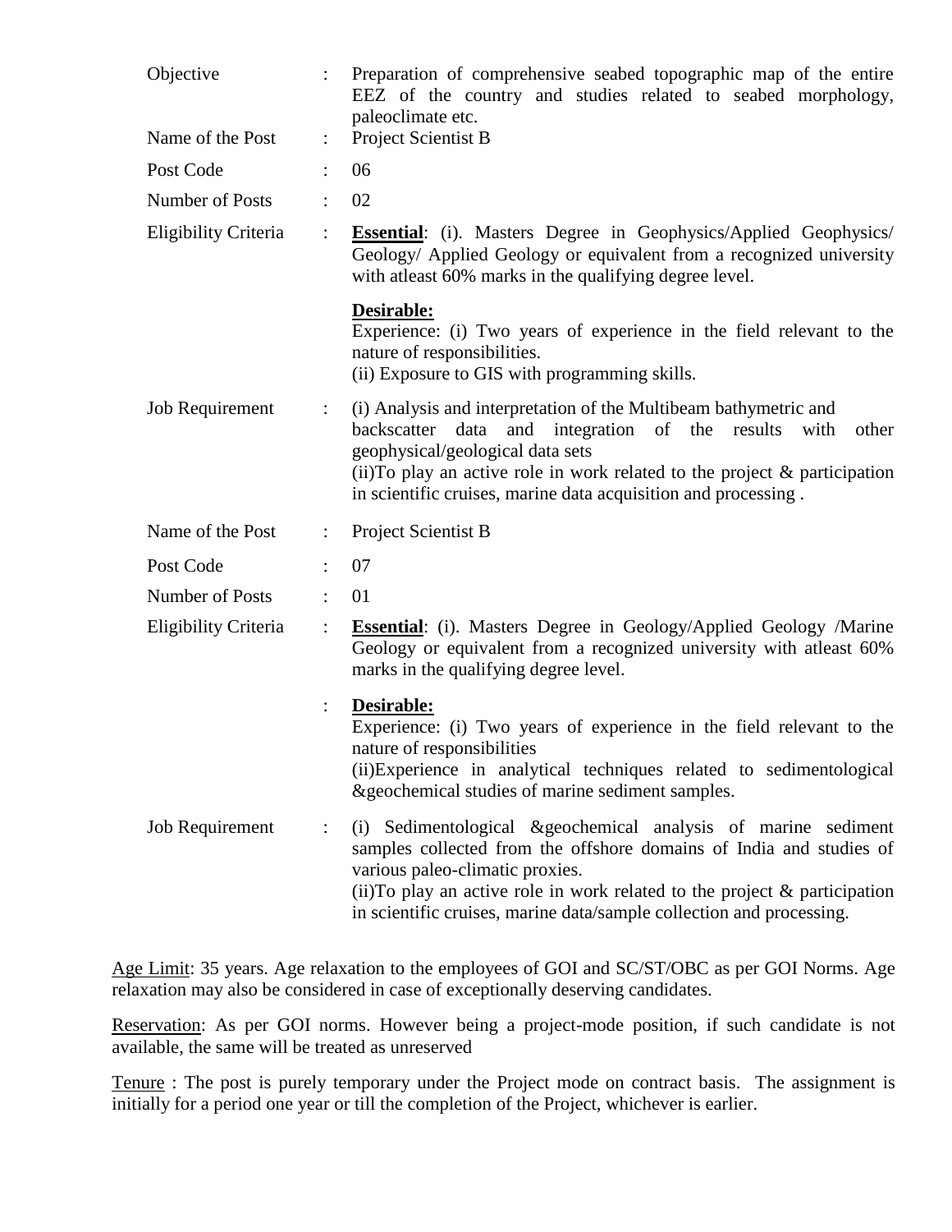| | | |
|---|---|---|
| Objective | : | Preparation of comprehensive seabed topographic map of the entire EEZ of the country and studies related to seabed morphology, paleoclimate etc. |
| Name of the Post | : | Project Scientist B |
| Post Code | : | 06 |
| Number of Posts | : | 02 |
| Eligibility Criteria | : | **Essential**: (i). Masters Degree in Geophysics/Applied Geophysics/ Geology/ Applied Geology or equivalent from a recognized university with atleast 60% marks in the qualifying degree level.<br><br>**Desirable:**<br>Experience: (i) Two years of experience in the field relevant to the nature of responsibilities.<br>(ii) Exposure to GIS with programming skills. |
| Job Requirement | : | (i) Analysis and interpretation of the Multibeam bathymetric and backscatter data and integration of the results with other geophysical/geological data sets<br>(ii)To play an active role in work related to the project & participation in scientific cruises, marine data acquisition and processing . |
| Name of the Post | : | Project Scientist B |
| Post Code | : | 07 |
| Number of Posts | : | 01 |
| Eligibility Criteria | : | **Essential**: (i). Masters Degree in Geology/Applied Geology /Marine Geology or equivalent from a recognized university with atleast 60% marks in the qualifying degree level. |
| | : | **Desirable:**<br>Experience: (i) Two years of experience in the field relevant to the nature of responsibilities<br>(ii)Experience in analytical techniques related to sedimentological &geochemical studies of marine sediment samples. |
| Job Requirement | : | (i) Sedimentological &geochemical analysis of marine sediment samples collected from the offshore domains of India and studies of various paleo-climatic proxies.<br>(ii)To play an active role in work related to the project & participation in scientific cruises, marine data/sample collection and processing. |

Age Limit: 35 years. Age relaxation to the employees of GOI and SC/ST/OBC as per GOI Norms. Age relaxation may also be considered in case of exceptionally deserving candidates.

Reservation: As per GOI norms. However being a project-mode position, if such candidate is not available, the same will be treated as unreserved

Tenure : The post is purely temporary under the Project mode on contract basis. The assignment is initially for a period one year or till the completion of the Project, whichever is earlier.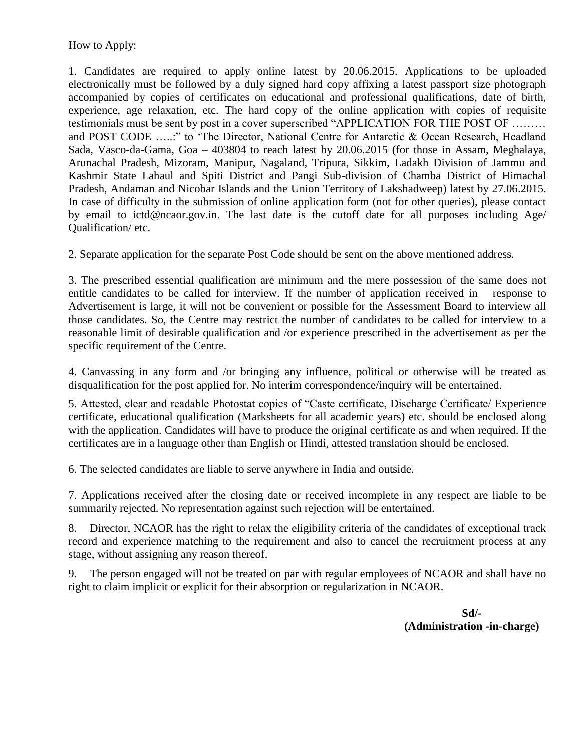How to Apply:

1. Candidates are required to apply online latest by 20.06.2015. Applications to be uploaded electronically must be followed by a duly signed hard copy affixing a latest passport size photograph accompanied by copies of certificates on educational and professional qualifications, date of birth, experience, age relaxation, etc. The hard copy of the online application with copies of requisite testimonials must be sent by post in a cover superscribed "APPLICATION FOR THE POST OF ……… and POST CODE …..:" to 'The Director, National Centre for Antarctic & Ocean Research, Headland Sada, Vasco-da-Gama, Goa – 403804 to reach latest by 20.06.2015 (for those in Assam, Meghalaya, Arunachal Pradesh, Mizoram, Manipur, Nagaland, Tripura, Sikkim, Ladakh Division of Jammu and Kashmir State Lahaul and Spiti District and Pangi Sub-division of Chamba District of Himachal Pradesh, Andaman and Nicobar Islands and the Union Territory of Lakshadweep) latest by 27.06.2015. In case of difficulty in the submission of online application form (not for other queries), please contact by email to ictd@ncaor.gov.in. The last date is the cutoff date for all purposes including Age/ Qualification/ etc.

2. Separate application for the separate Post Code should be sent on the above mentioned address.

3. The prescribed essential qualification are minimum and the mere possession of the same does not entitle candidates to be called for interview. If the number of application received in response to Advertisement is large, it will not be convenient or possible for the Assessment Board to interview all those candidates. So, the Centre may restrict the number of candidates to be called for interview to a reasonable limit of desirable qualification and /or experience prescribed in the advertisement as per the specific requirement of the Centre.

4. Canvassing in any form and /or bringing any influence, political or otherwise will be treated as disqualification for the post applied for. No interim correspondence/inquiry will be entertained.

5. Attested, clear and readable Photostat copies of "Caste certificate, Discharge Certificate/ Experience certificate, educational qualification (Marksheets for all academic years) etc. should be enclosed along with the application. Candidates will have to produce the original certificate as and when required. If the certificates are in a language other than English or Hindi, attested translation should be enclosed.

6. The selected candidates are liable to serve anywhere in India and outside.

7. Applications received after the closing date or received incomplete in any respect are liable to be summarily rejected. No representation against such rejection will be entertained.

8. Director, NCAOR has the right to relax the eligibility criteria of the candidates of exceptional track record and experience matching to the requirement and also to cancel the recruitment process at any stage, without assigning any reason thereof.

9. The person engaged will not be treated on par with regular employees of NCAOR and shall have no right to claim implicit or explicit for their absorption or regularization in NCAOR.

**Sd/-**
**(Administration -in-charge)**